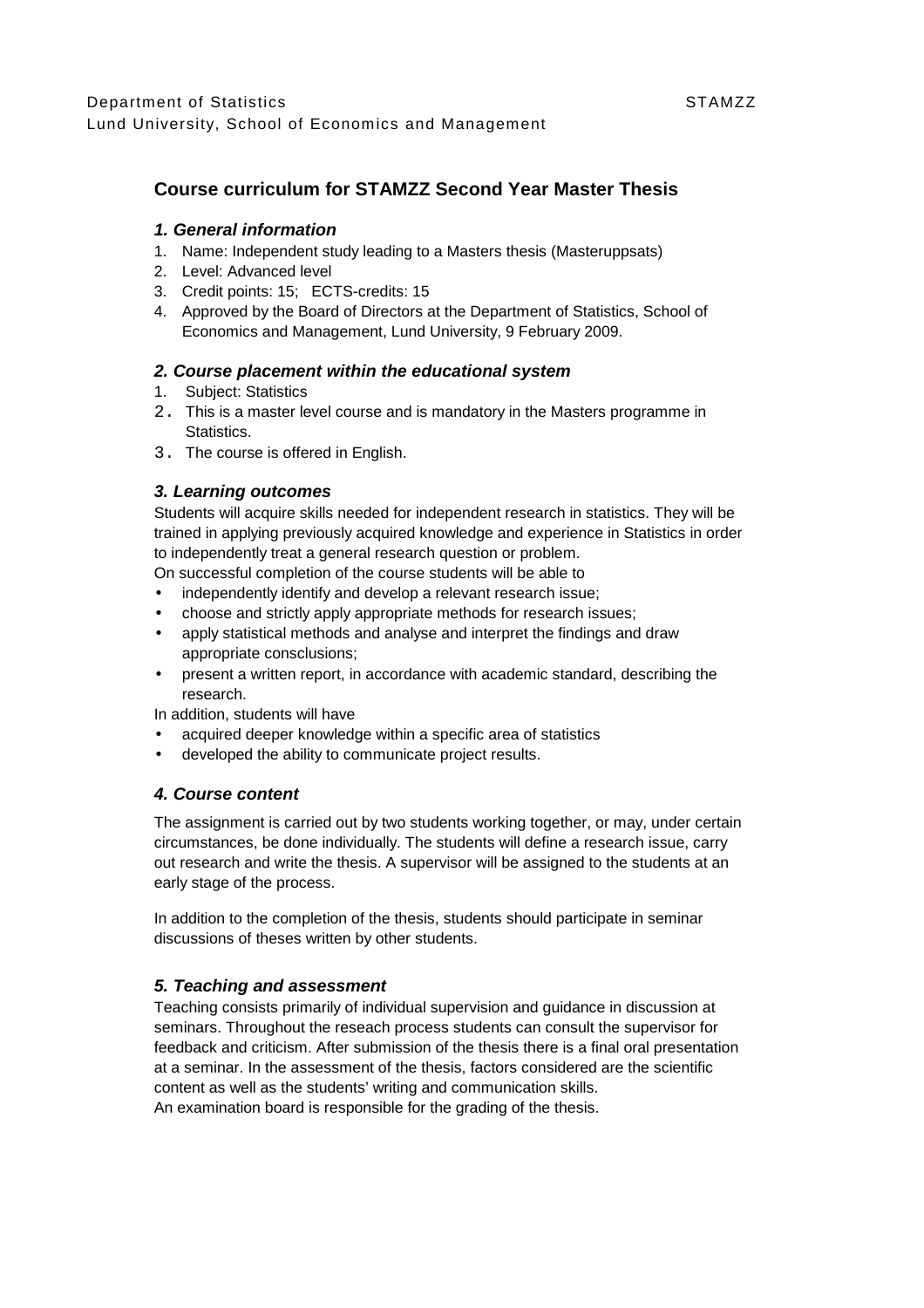Department of Statistics STAMZZ
Lund University, School of Economics and Management

# Course curriculum for STAMZZ Second Year Master Thesis

### *1. General information*

1. Name: Independent study leading to a Masters thesis (Masteruppsats)
2. Level: Advanced level
3. Credit points: 15; ECTS-credits: 15
4. Approved by the Board of Directors at the Department of Statistics, School of Economics and Management, Lund University, 9 February 2009.

### *2. Course placement within the educational system*

1. Subject: Statistics
2. This is a master level course and is mandatory in the Masters programme in Statistics.
3. The course is offered in English.

### *3. Learning outcomes*

Students will acquire skills needed for independent research in statistics. They will be trained in applying previously acquired knowledge and experience in Statistics in order to independently treat a general research question or problem.
On successful completion of the course students will be able to

- independently identify and develop a relevant research issue;
- choose and strictly apply appropriate methods for research issues;
- apply statistical methods and analyse and interpret the findings and draw appropriate consclusions;
- present a written report, in accordance with academic standard, describing the research.

In addition, students will have

- acquired deeper knowledge within a specific area of statistics
- developed the ability to communicate project results.

### *4. Course content*

The assignment is carried out by two students working together, or may, under certain circumstances, be done individually. The students will define a research issue, carry out research and write the thesis. A supervisor will be assigned to the students at an early stage of the process.

In addition to the completion of the thesis, students should participate in seminar discussions of theses written by other students.

### *5. Teaching and assessment*

Teaching consists primarily of individual supervision and guidance in discussion at seminars. Throughout the reseach process students can consult the supervisor for feedback and criticism. After submission of the thesis there is a final oral presentation at a seminar. In the assessment of the thesis, factors considered are the scientific content as well as the students' writing and communication skills.
An examination board is responsible for the grading of the thesis.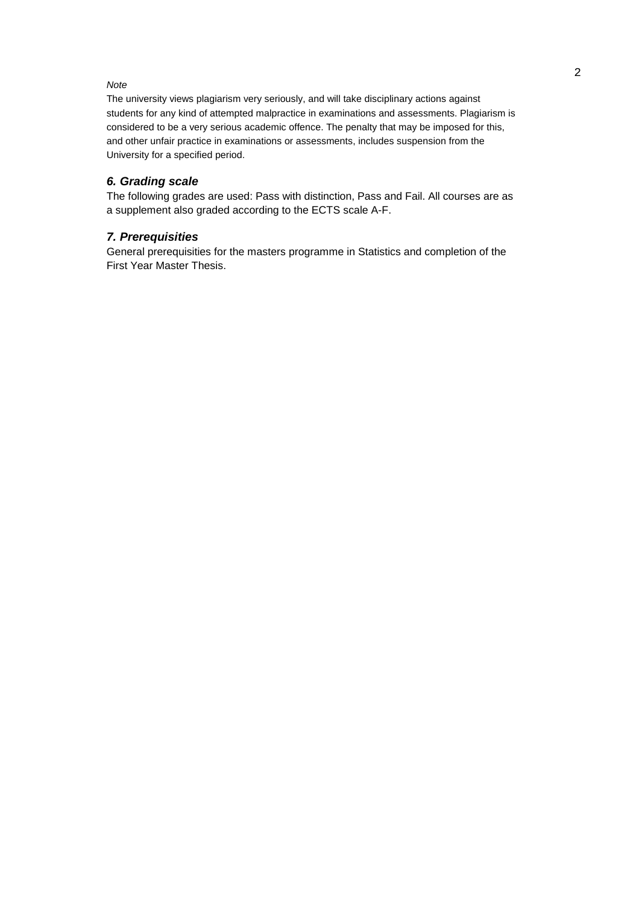*Note*

The university views plagiarism very seriously, and will take disciplinary actions against students for any kind of attempted malpractice in examinations and assessments. Plagiarism is considered to be a very serious academic offence. The penalty that may be imposed for this, and other unfair practice in examinations or assessments, includes suspension from the University for a specified period.

### *6. Grading scale*

The following grades are used: Pass with distinction, Pass and Fail. All courses are as a supplement also graded according to the ECTS scale A-F.

### *7. Prerequisities*

General prerequisities for the masters programme in Statistics and completion of the First Year Master Thesis.